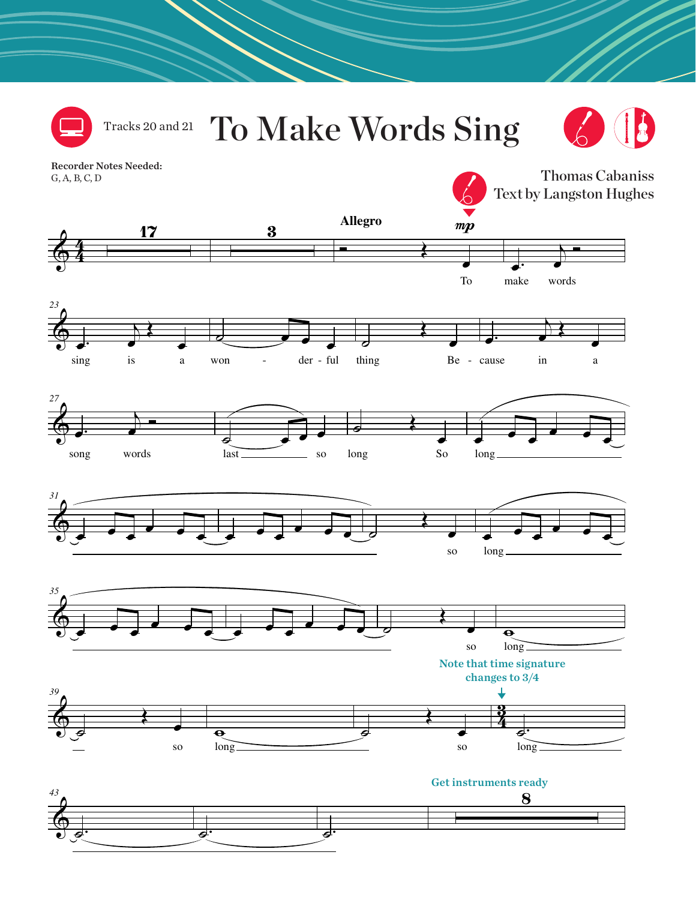Tracks 20 and 21

# To Make Words Sing

**Recorder Notes Needed:**
G, A, B, C, D

Thomas Cabaniss
Text by Langston Hughes

**Allegro**

*mp*

To make words sing is a won - der - ful thing Be - cause in a song words last so long So long so long so long so long so long

Note that time signature changes to 3/4

Get instruments ready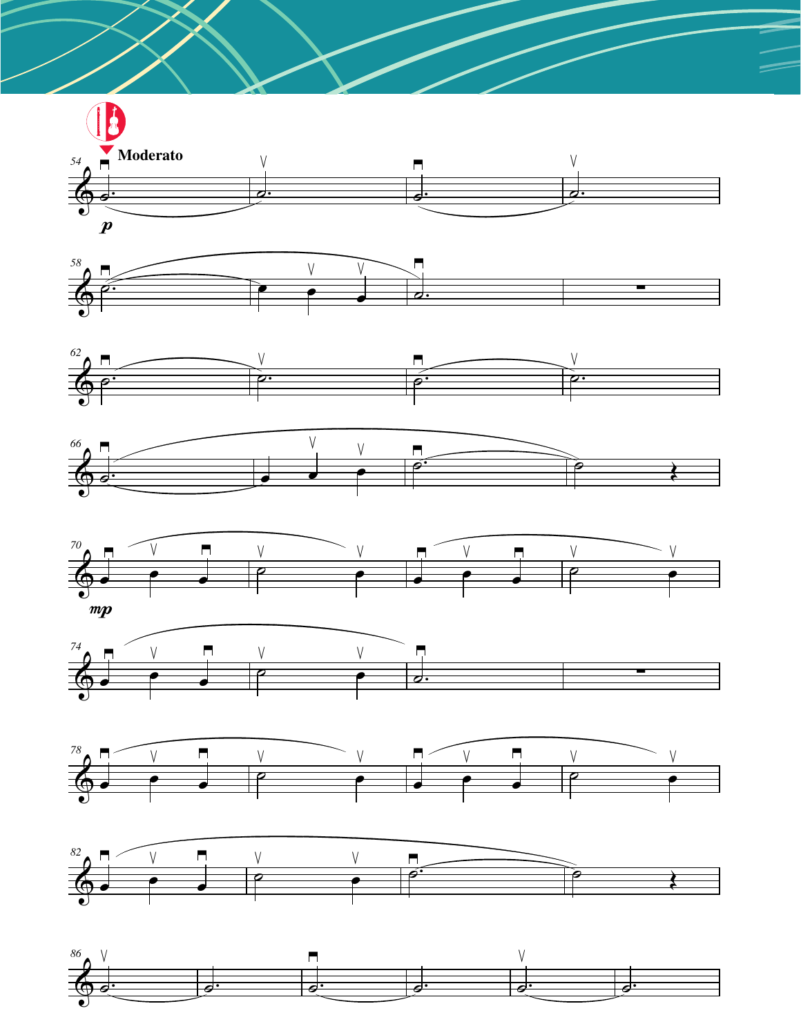**Moderato**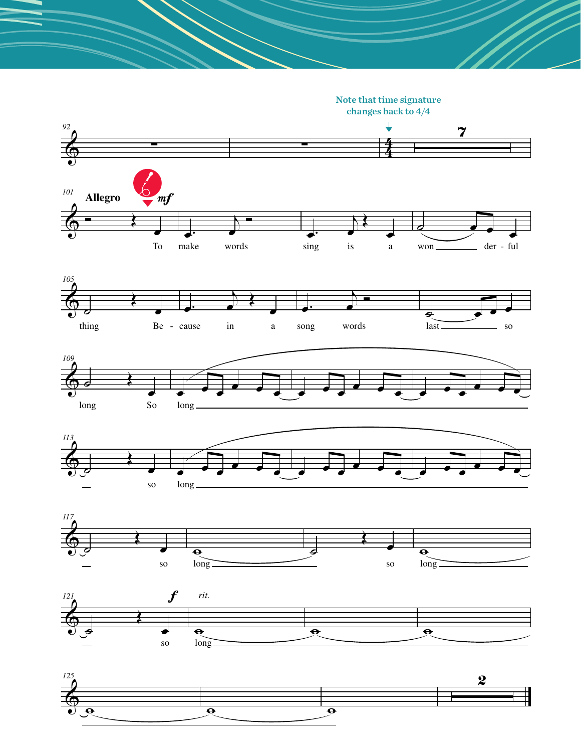Note that time signature changes back to 4/4